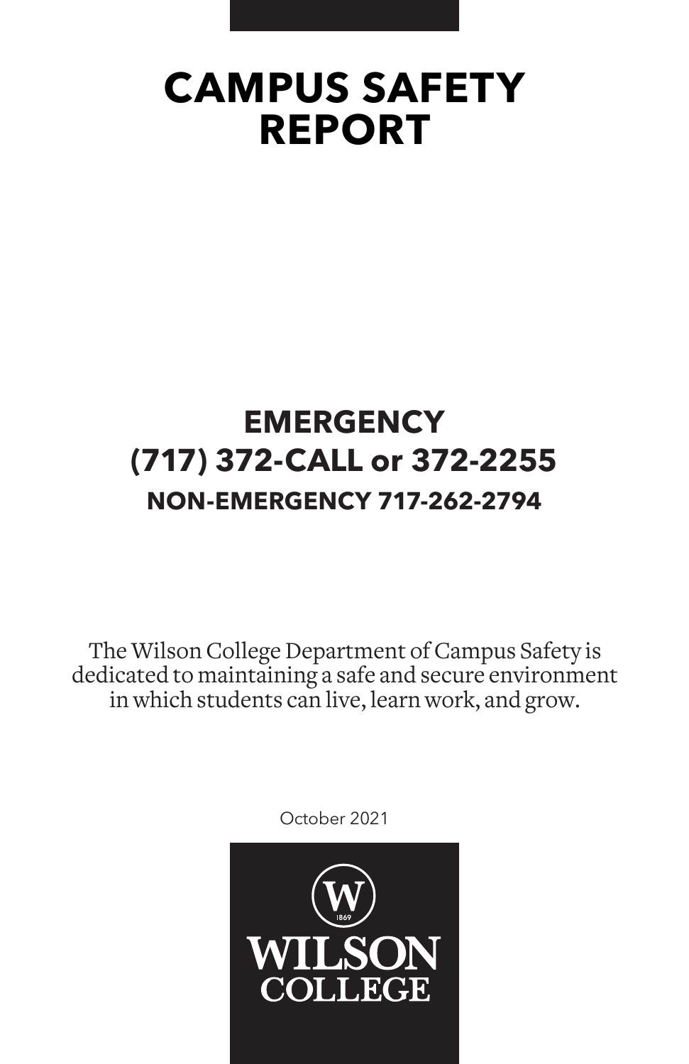# CAMPUS SAFETY REPORT

## EMERGENCY
## (717) 372-CALL or 372-2255
### NON-EMERGENCY 717-262-2794

The Wilson College Department of Campus Safety is dedicated to maintaining a safe and secure environment in which students can live, learn work, and grow.

October 2021

WILSON COLLEGE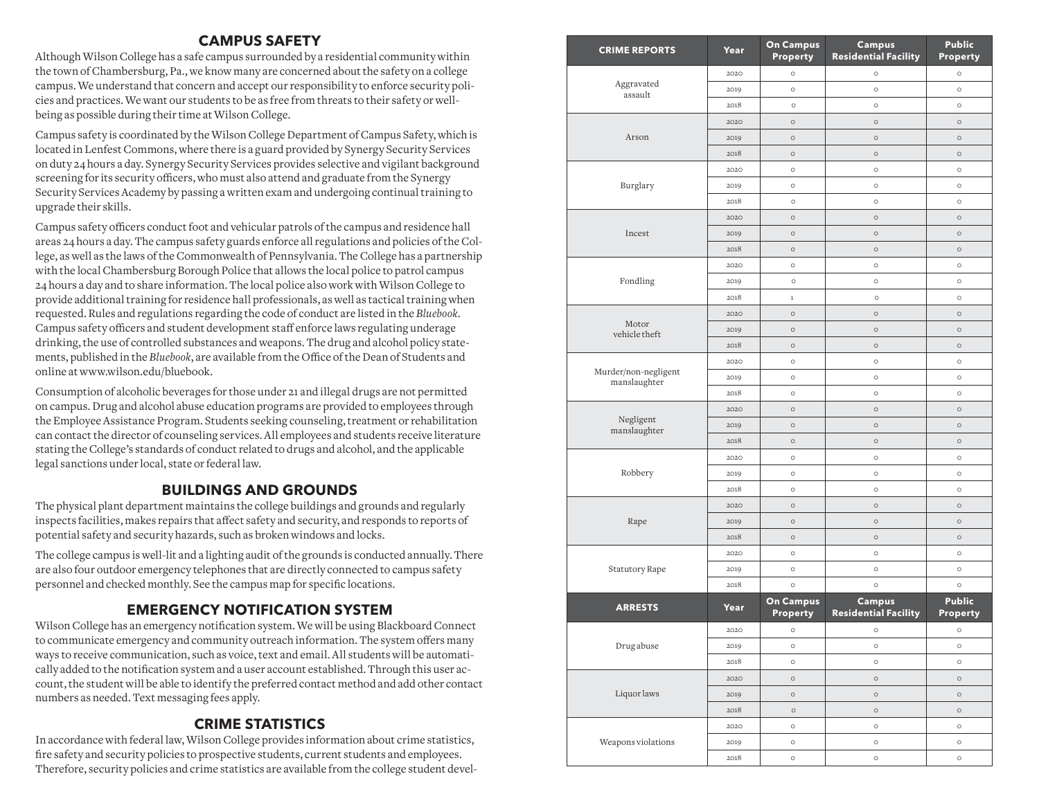## CAMPUS SAFETY

Although Wilson College has a safe campus surrounded by a residential community within the town of Chambersburg, Pa., we know many are concerned about the safety on a college campus. We understand that concern and accept our responsibility to enforce security policies and practices. We want our students to be as free from threats to their safety or well-being as possible during their time at Wilson College.

Campus safety is coordinated by the Wilson College Department of Campus Safety, which is located in Lenfest Commons, where there is a guard provided by Synergy Security Services on duty 24 hours a day. Synergy Security Services provides selective and vigilant background screening for its security officers, who must also attend and graduate from the Synergy Security Services Academy by passing a written exam and undergoing continual training to upgrade their skills.

Campus safety officers conduct foot and vehicular patrols of the campus and residence hall areas 24 hours a day. The campus safety guards enforce all regulations and policies of the College, as well as the laws of the Commonwealth of Pennsylvania. The College has a partnership with the local Chambersburg Borough Police that allows the local police to patrol campus 24 hours a day and to share information. The local police also work with Wilson College to provide additional training for residence hall professionals, as well as tactical training when requested. Rules and regulations regarding the code of conduct are listed in the *Bluebook*. Campus safety officers and student development staff enforce laws regulating underage drinking, the use of controlled substances and weapons. The drug and alcohol policy statements, published in the *Bluebook*, are available from the Office of the Dean of Students and online at www.wilson.edu/bluebook.

Consumption of alcoholic beverages for those under 21 and illegal drugs are not permitted on campus. Drug and alcohol abuse education programs are provided to employees through the Employee Assistance Program. Students seeking counseling, treatment or rehabilitation can contact the director of counseling services. All employees and students receive literature stating the College's standards of conduct related to drugs and alcohol, and the applicable legal sanctions under local, state or federal law.

## BUILDINGS AND GROUNDS

The physical plant department maintains the college buildings and grounds and regularly inspects facilities, makes repairs that affect safety and security, and responds to reports of potential safety and security hazards, such as broken windows and locks.

The college campus is well-lit and a lighting audit of the grounds is conducted annually. There are also four outdoor emergency telephones that are directly connected to campus safety personnel and checked monthly. See the campus map for specific locations.

## EMERGENCY NOTIFICATION SYSTEM

Wilson College has an emergency notification system. We will be using Blackboard Connect to communicate emergency and community outreach information. The system offers many ways to receive communication, such as voice, text and email. All students will be automatically added to the notification system and a user account established. Through this user account, the student will be able to identify the preferred contact method and add other contact numbers as needed. Text messaging fees apply.

## CRIME STATISTICS

In accordance with federal law, Wilson College provides information about crime statistics, fire safety and security policies to prospective students, current students and employees. Therefore, security policies and crime statistics are available from the college student devel-

| CRIME REPORTS | Year | On Campus Property | Campus Residential Facility | Public Property |
|---|---|---|---|---|
| Aggravated assault | 2020 | 0 | 0 | 0 |
| | 2019 | 0 | 0 | 0 |
| | 2018 | 0 | 0 | 0 |
| Arson | 2020 | 0 | 0 | 0 |
| | 2019 | 0 | 0 | 0 |
| | 2018 | 0 | 0 | 0 |
| Burglary | 2020 | 0 | 0 | 0 |
| | 2019 | 0 | 0 | 0 |
| | 2018 | 0 | 0 | 0 |
| Incest | 2020 | 0 | 0 | 0 |
| | 2019 | 0 | 0 | 0 |
| | 2018 | 0 | 0 | 0 |
| Fondling | 2020 | 0 | 0 | 0 |
| | 2019 | 0 | 0 | 0 |
| | 2018 | 1 | 0 | 0 |
| Motor vehicle theft | 2020 | 0 | 0 | 0 |
| | 2019 | 0 | 0 | 0 |
| | 2018 | 0 | 0 | 0 |
| Murder/non-negligent manslaughter | 2020 | 0 | 0 | 0 |
| | 2019 | 0 | 0 | 0 |
| | 2018 | 0 | 0 | 0 |
| Negligent manslaughter | 2020 | 0 | 0 | 0 |
| | 2019 | 0 | 0 | 0 |
| | 2018 | 0 | 0 | 0 |
| Robbery | 2020 | 0 | 0 | 0 |
| | 2019 | 0 | 0 | 0 |
| | 2018 | 0 | 0 | 0 |
| Rape | 2020 | 0 | 0 | 0 |
| | 2019 | 0 | 0 | 0 |
| | 2018 | 0 | 0 | 0 |
| Statutory Rape | 2020 | 0 | 0 | 0 |
| | 2019 | 0 | 0 | 0 |
| | 2018 | 0 | 0 | 0 |
| **ARRESTS** | **Year** | **On Campus Property** | **Campus Residential Facility** | **Public Property** |
| Drug abuse | 2020 | 0 | 0 | 0 |
| | 2019 | 0 | 0 | 0 |
| | 2018 | 0 | 0 | 0 |
| Liquor laws | 2020 | 0 | 0 | 0 |
| | 2019 | 0 | 0 | 0 |
| | 2018 | 0 | 0 | 0 |
| Weapons violations | 2020 | 0 | 0 | 0 |
| | 2019 | 0 | 0 | 0 |
| | 2018 | 0 | 0 | 0 |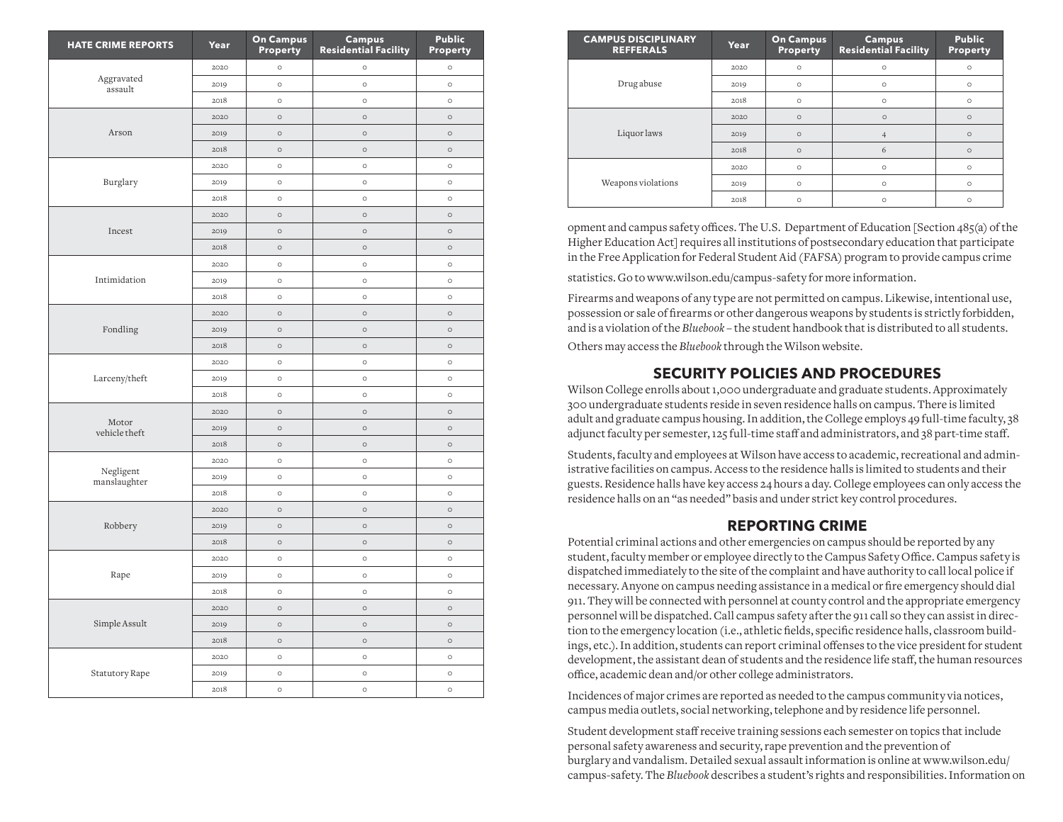| HATE CRIME REPORTS | Year | On Campus Property | Campus Residential Facility | Public Property |
|---|---|---|---|---|
| Aggravated assault | 2020 | 0 | 0 | 0 |
| | 2019 | 0 | 0 | 0 |
| | 2018 | 0 | 0 | 0 |
| Arson | 2020 | 0 | 0 | 0 |
| | 2019 | 0 | 0 | 0 |
| | 2018 | 0 | 0 | 0 |
| Burglary | 2020 | 0 | 0 | 0 |
| | 2019 | 0 | 0 | 0 |
| | 2018 | 0 | 0 | 0 |
| Incest | 2020 | 0 | 0 | 0 |
| | 2019 | 0 | 0 | 0 |
| | 2018 | 0 | 0 | 0 |
| Intimidation | 2020 | 0 | 0 | 0 |
| | 2019 | 0 | 0 | 0 |
| | 2018 | 0 | 0 | 0 |
| Fondling | 2020 | 0 | 0 | 0 |
| | 2019 | 0 | 0 | 0 |
| | 2018 | 0 | 0 | 0 |
| Larceny/theft | 2020 | 0 | 0 | 0 |
| | 2019 | 0 | 0 | 0 |
| | 2018 | 0 | 0 | 0 |
| Motor vehicle theft | 2020 | 0 | 0 | 0 |
| | 2019 | 0 | 0 | 0 |
| | 2018 | 0 | 0 | 0 |
| Negligent manslaughter | 2020 | 0 | 0 | 0 |
| | 2019 | 0 | 0 | 0 |
| | 2018 | 0 | 0 | 0 |
| Robbery | 2020 | 0 | 0 | 0 |
| | 2019 | 0 | 0 | 0 |
| | 2018 | 0 | 0 | 0 |
| Rape | 2020 | 0 | 0 | 0 |
| | 2019 | 0 | 0 | 0 |
| | 2018 | 0 | 0 | 0 |
| Simple Assult | 2020 | 0 | 0 | 0 |
| | 2019 | 0 | 0 | 0 |
| | 2018 | 0 | 0 | 0 |
| Statutory Rape | 2020 | 0 | 0 | 0 |
| | 2019 | 0 | 0 | 0 |
| | 2018 | 0 | 0 | 0 |

| CAMPUS DISCIPLINARY REFFERALS | Year | On Campus Property | Campus Residential Facility | Public Property |
|---|---|---|---|---|
| Drug abuse | 2020 | 0 | 0 | 0 |
| | 2019 | 0 | 0 | 0 |
| | 2018 | 0 | 0 | 0 |
| Liquor laws | 2020 | 0 | 0 | 0 |
| | 2019 | 0 | 4 | 0 |
| | 2018 | 0 | 6 | 0 |
| Weapons violations | 2020 | 0 | 0 | 0 |
| | 2019 | 0 | 0 | 0 |
| | 2018 | 0 | 0 | 0 |

opment and campus safety offices. The U.S. Department of Education [Section 485(a) of the Higher Education Act] requires all institutions of postsecondary education that participate in the Free Application for Federal Student Aid (FAFSA) program to provide campus crime statistics. Go to www.wilson.edu/campus-safety for more information.

Firearms and weapons of any type are not permitted on campus. Likewise, intentional use, possession or sale of firearms or other dangerous weapons by students is strictly forbidden, and is a violation of the *Bluebook* – the student handbook that is distributed to all students. Others may access the *Bluebook* through the Wilson website.

## SECURITY POLICIES AND PROCEDURES

Wilson College enrolls about 1,000 undergraduate and graduate students. Approximately 300 undergraduate students reside in seven residence halls on campus. There is limited adult and graduate campus housing. In addition, the College employs 49 full-time faculty, 38 adjunct faculty per semester, 125 full-time staff and administrators, and 38 part-time staff.

Students, faculty and employees at Wilson have access to academic, recreational and administrative facilities on campus. Access to the residence halls is limited to students and their guests. Residence halls have key access 24 hours a day. College employees can only access the residence halls on an "as needed" basis and under strict key control procedures.

## REPORTING CRIME

Potential criminal actions and other emergencies on campus should be reported by any student, faculty member or employee directly to the Campus Safety Office. Campus safety is dispatched immediately to the site of the complaint and have authority to call local police if necessary. Anyone on campus needing assistance in a medical or fire emergency should dial 911. They will be connected with personnel at county control and the appropriate emergency personnel will be dispatched. Call campus safety after the 911 call so they can assist in direction to the emergency location (i.e., athletic fields, specific residence halls, classroom buildings, etc.). In addition, students can report criminal offenses to the vice president for student development, the assistant dean of students and the residence life staff, the human resources office, academic dean and/or other college administrators.

Incidences of major crimes are reported as needed to the campus community via notices, campus media outlets, social networking, telephone and by residence life personnel.

Student development staff receive training sessions each semester on topics that include personal safety awareness and security, rape prevention and the prevention of burglary and vandalism. Detailed sexual assault information is online at www.wilson.edu/campus-safety. The *Bluebook* describes a student's rights and responsibilities. Information on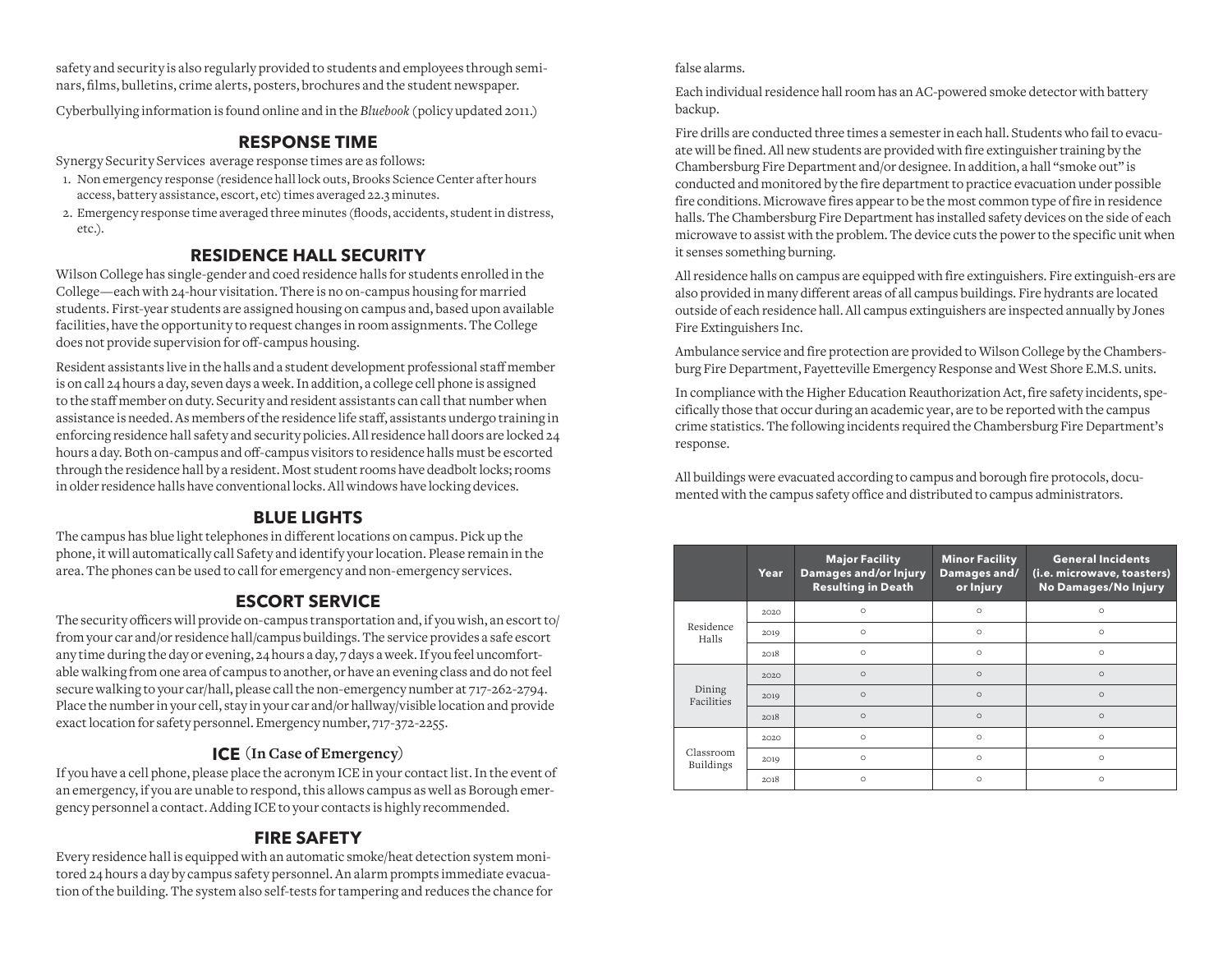safety and security is also regularly provided to students and employees through seminars, films, bulletins, crime alerts, posters, brochures and the student newspaper.

Cyberbullying information is found online and in the *Bluebook* (policy updated 2011.)

## RESPONSE TIME

Synergy Security Services average response times are as follows:

1. Non emergency response (residence hall lock outs, Brooks Science Center after hours access, battery assistance, escort, etc) times averaged 22.3 minutes.
2. Emergency response time averaged three minutes (floods, accidents, student in distress, etc.).

## RESIDENCE HALL SECURITY

Wilson College has single-gender and coed residence halls for students enrolled in the College—each with 24-hour visitation. There is no on-campus housing for married students. First-year students are assigned housing on campus and, based upon available facilities, have the opportunity to request changes in room assignments. The College does not provide supervision for off-campus housing.

Resident assistants live in the halls and a student development professional staff member is on call 24 hours a day, seven days a week. In addition, a college cell phone is assigned to the staff member on duty. Security and resident assistants can call that number when assistance is needed. As members of the residence life staff, assistants undergo training in enforcing residence hall safety and security policies. All residence hall doors are locked 24 hours a day. Both on-campus and off-campus visitors to residence halls must be escorted through the residence hall by a resident. Most student rooms have deadbolt locks; rooms in older residence halls have conventional locks. All windows have locking devices.

## BLUE LIGHTS

The campus has blue light telephones in different locations on campus. Pick up the phone, it will automatically call Safety and identify your location. Please remain in the area. The phones can be used to call for emergency and non-emergency services.

## ESCORT SERVICE

The security officers will provide on-campus transportation and, if you wish, an escort to/from your car and/or residence hall/campus buildings. The service provides a safe escort any time during the day or evening, 24 hours a day, 7 days a week. If you feel uncomfortable walking from one area of campus to another, or have an evening class and do not feel secure walking to your car/hall, please call the non-emergency number at 717-262-2794. Place the number in your cell, stay in your car and/or hallway/visible location and provide exact location for safety personnel. Emergency number, 717-372-2255.

## ICE (In Case of Emergency)

If you have a cell phone, please place the acronym ICE in your contact list. In the event of an emergency, if you are unable to respond, this allows campus as well as Borough emergency personnel a contact. Adding ICE to your contacts is highly recommended.

## FIRE SAFETY

Every residence hall is equipped with an automatic smoke/heat detection system monitored 24 hours a day by campus safety personnel. An alarm prompts immediate evacuation of the building. The system also self-tests for tampering and reduces the chance for false alarms.

Each individual residence hall room has an AC-powered smoke detector with battery backup.

Fire drills are conducted three times a semester in each hall. Students who fail to evacuate will be fined. All new students are provided with fire extinguisher training by the Chambersburg Fire Department and/or designee. In addition, a hall "smoke out" is conducted and monitored by the fire department to practice evacuation under possible fire conditions. Microwave fires appear to be the most common type of fire in residence halls. The Chambersburg Fire Department has installed safety devices on the side of each microwave to assist with the problem. The device cuts the power to the specific unit when it senses something burning.

All residence halls on campus are equipped with fire extinguishers. Fire extinguish-ers are also provided in many different areas of all campus buildings. Fire hydrants are located outside of each residence hall. All campus extinguishers are inspected annually by Jones Fire Extinguishers Inc.

Ambulance service and fire protection are provided to Wilson College by the Chambersburg Fire Department, Fayetteville Emergency Response and West Shore E.M.S. units.

In compliance with the Higher Education Reauthorization Act, fire safety incidents, specifically those that occur during an academic year, are to be reported with the campus crime statistics. The following incidents required the Chambersburg Fire Department's response.

All buildings were evacuated according to campus and borough fire protocols, documented with the campus safety office and distributed to campus administrators.

| | Year | Major Facility Damages and/or Injury Resulting in Death | Minor Facility Damages and/ or Injury | General Incidents (i.e. microwave, toasters) No Damages/No Injury |
|---|---|---|---|---|
| Residence Halls | 2020 | 0 | 0 | 0 |
| | 2019 | 0 | 0 | 0 |
| | 2018 | 0 | 0 | 0 |
| Dining Facilities | 2020 | 0 | 0 | 0 |
| | 2019 | 0 | 0 | 0 |
| | 2018 | 0 | 0 | 0 |
| Classroom Buildings | 2020 | 0 | 0 | 0 |
| | 2019 | 0 | 0 | 0 |
| | 2018 | 0 | 0 | 0 |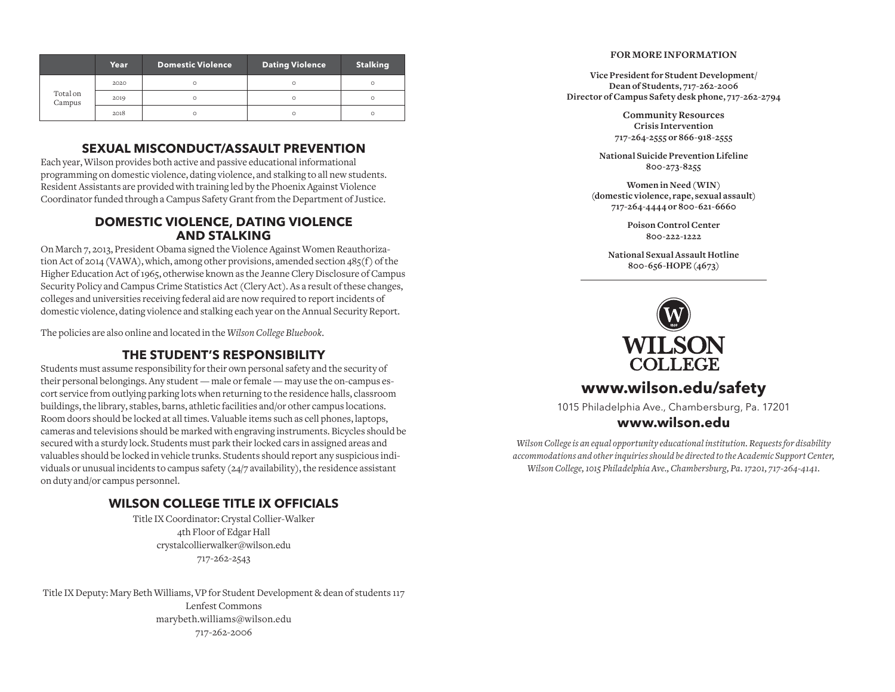| | Year | Domestic Violence | Dating Violence | Stalking |
|---|---|---|---|---|
| Total on Campus | 2020 | 0 | 0 | 0 |
| | 2019 | 0 | 0 | 0 |
| | 2018 | 0 | 0 | 0 |

## SEXUAL MISCONDUCT/ASSAULT PREVENTION

Each year, Wilson provides both active and passive educational informational programming on domestic violence, dating violence, and stalking to all new students. Resident Assistants are provided with training led by the Phoenix Against Violence Coordinator funded through a Campus Safety Grant from the Department of Justice.

## DOMESTIC VIOLENCE, DATING VIOLENCE AND STALKING

On March 7, 2013, President Obama signed the Violence Against Women Reauthorization Act of 2014 (VAWA), which, among other provisions, amended section 485(f) of the Higher Education Act of 1965, otherwise known as the Jeanne Clery Disclosure of Campus Security Policy and Campus Crime Statistics Act (Clery Act). As a result of these changes, colleges and universities receiving federal aid are now required to report incidents of domestic violence, dating violence and stalking each year on the Annual Security Report.

The policies are also online and located in the *Wilson College Bluebook*.

## THE STUDENT'S RESPONSIBILITY

Students must assume responsibility for their own personal safety and the security of their personal belongings. Any student — male or female — may use the on-campus escort service from outlying parking lots when returning to the residence halls, classroom buildings, the library, stables, barns, athletic facilities and/or other campus locations. Room doors should be locked at all times. Valuable items such as cell phones, laptops, cameras and televisions should be marked with engraving instruments. Bicycles should be secured with a sturdy lock. Students must park their locked cars in assigned areas and valuables should be locked in vehicle trunks. Students should report any suspicious individuals or unusual incidents to campus safety (24/7 availability), the residence assistant on duty and/or campus personnel.

## WILSON COLLEGE TITLE IX OFFICIALS

Title IX Coordinator: Crystal Collier-Walker
4th Floor of Edgar Hall
crystalcollierwalker@wilson.edu
717-262-2543

Title IX Deputy: Mary Beth Williams, VP for Student Development & dean of students 117 Lenfest Commons
marybeth.williams@wilson.edu
717-262-2006

**FOR MORE INFORMATION**

**Vice President for Student Development/ Dean of Students, 717-262-2006**
**Director of Campus Safety desk phone, 717-262-2794**

**Community Resources**
**Crisis Intervention**
**717-264-2555 or 866-918-2555**

**National Suicide Prevention Lifeline**
**800-273-8255**

**Women in Need (WIN)**
**(domestic violence, rape, sexual assault)**
**717-264-4444 or 800-621-6660**

**Poison Control Center**
**800-222-1222**

**National Sexual Assault Hotline**
**800-656-HOPE (4673)**

WILSON COLLEGE

**www.wilson.edu/safety**

1015 Philadelphia Ave., Chambersburg, Pa. 17201

**www.wilson.edu**

*Wilson College is an equal opportunity educational institution. Requests for disability accommodations and other inquiries should be directed to the Academic Support Center, Wilson College, 1015 Philadelphia Ave., Chambersburg, Pa. 17201, 717-264-4141.*